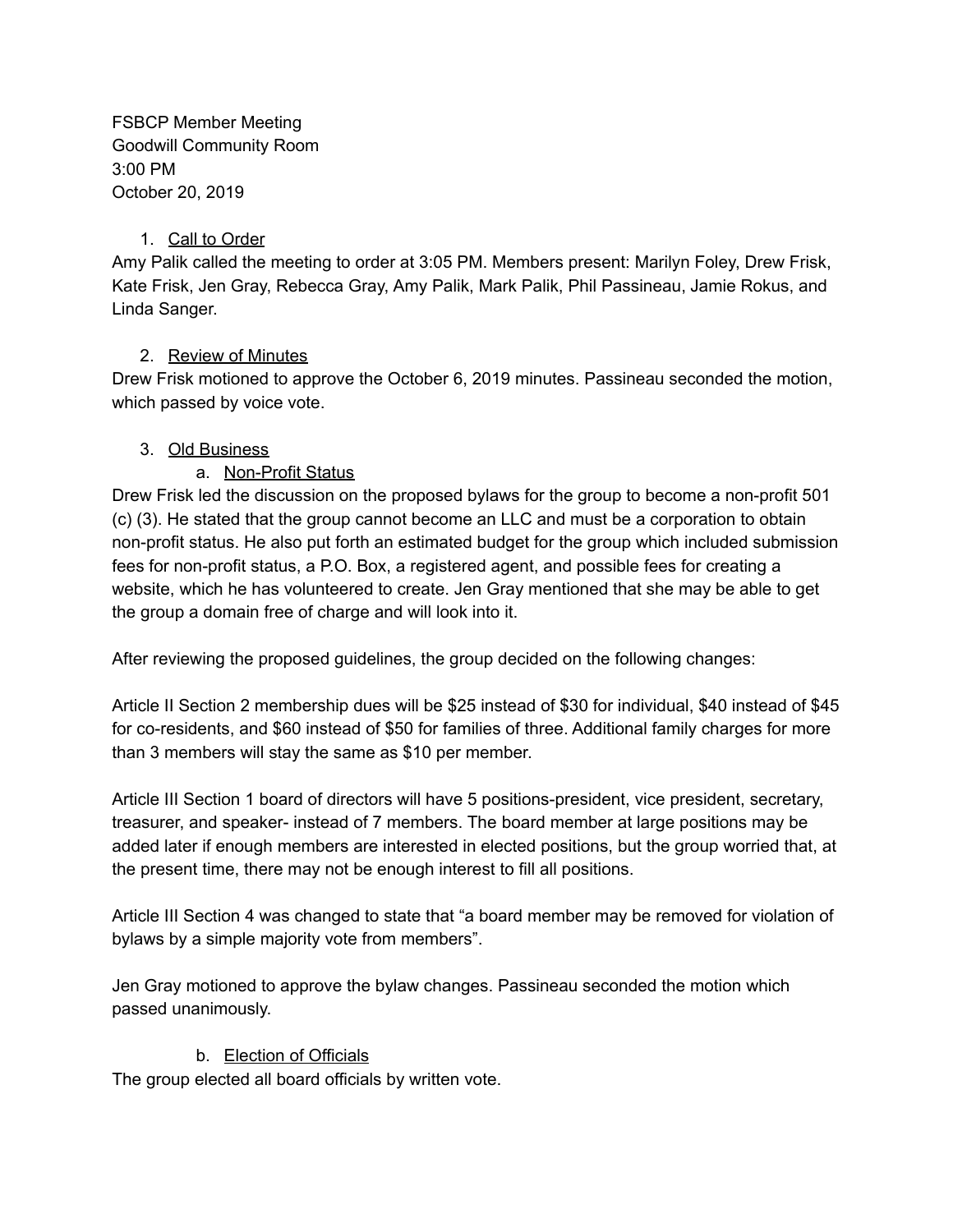FSBCP Member Meeting
Goodwill Community Room
3:00 PM
October 20, 2019

1. Call to Order

Amy Palik called the meeting to order at 3:05 PM. Members present: Marilyn Foley, Drew Frisk, Kate Frisk, Jen Gray, Rebecca Gray, Amy Palik, Mark Palik, Phil Passineau, Jamie Rokus, and Linda Sanger.

2. Review of Minutes

Drew Frisk motioned to approve the October 6, 2019 minutes. Passineau seconded the motion, which passed by voice vote.

3. Old Business

   a. Non-Profit Status

Drew Frisk led the discussion on the proposed bylaws for the group to become a non-profit 501 (c) (3). He stated that the group cannot become an LLC and must be a corporation to obtain non-profit status. He also put forth an estimated budget for the group which included submission fees for non-profit status, a P.O. Box, a registered agent, and possible fees for creating a website, which he has volunteered to create. Jen Gray mentioned that she may be able to get the group a domain free of charge and will look into it.

After reviewing the proposed guidelines, the group decided on the following changes:

Article II Section 2 membership dues will be $25 instead of $30 for individual, $40 instead of $45 for co-residents, and $60 instead of $50 for families of three. Additional family charges for more than 3 members will stay the same as $10 per member.

Article III Section 1 board of directors will have 5 positions-president, vice president, secretary, treasurer, and speaker- instead of 7 members. The board member at large positions may be added later if enough members are interested in elected positions, but the group worried that, at the present time, there may not be enough interest to fill all positions.

Article III Section 4 was changed to state that "a board member may be removed for violation of bylaws by a simple majority vote from members".

Jen Gray motioned to approve the bylaw changes. Passineau seconded the motion which passed unanimously.

   b. Election of Officials

The group elected all board officials by written vote.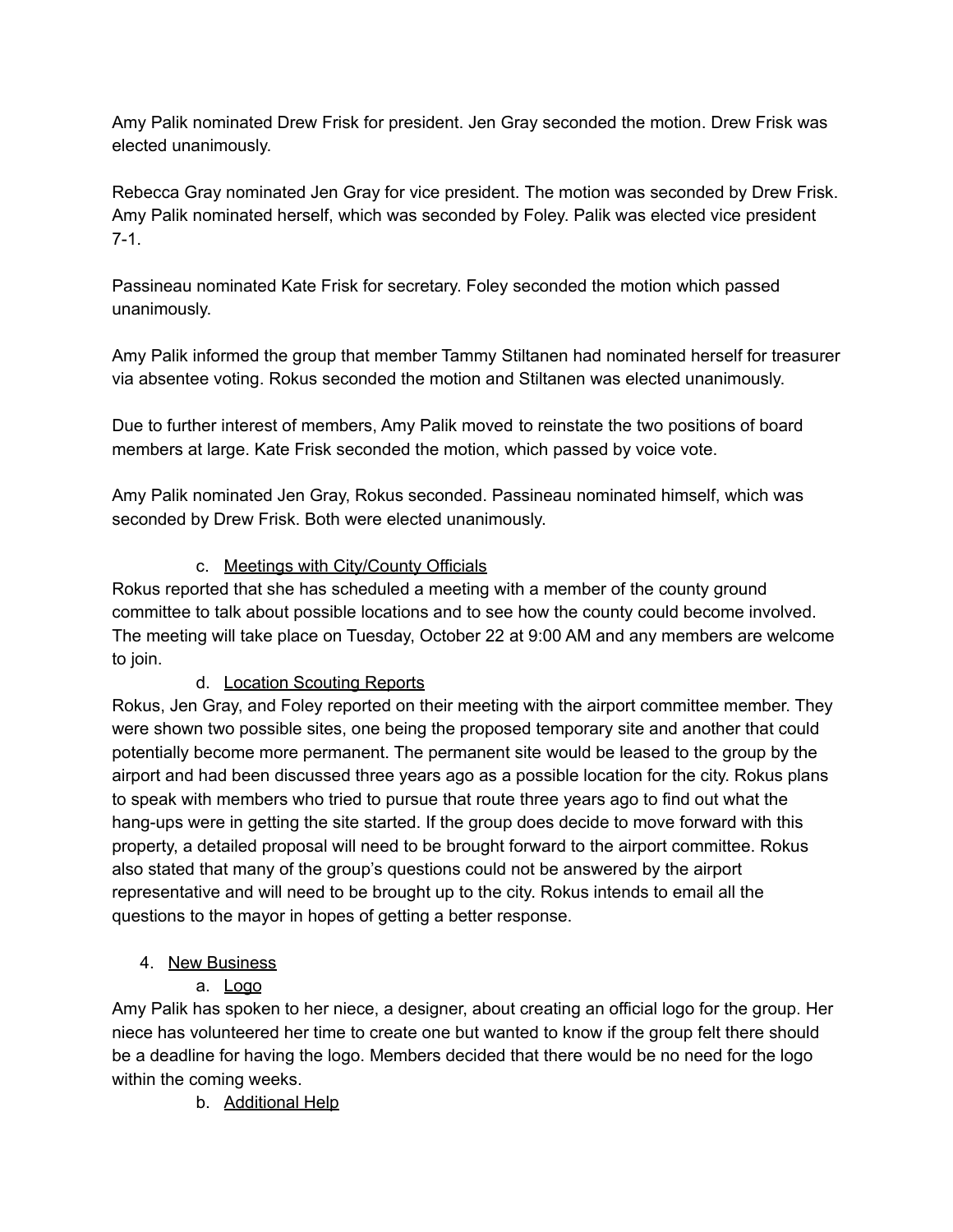Amy Palik nominated Drew Frisk for president. Jen Gray seconded the motion. Drew Frisk was elected unanimously.

Rebecca Gray nominated Jen Gray for vice president. The motion was seconded by Drew Frisk. Amy Palik nominated herself, which was seconded by Foley. Palik was elected vice president 7-1.

Passineau nominated Kate Frisk for secretary. Foley seconded the motion which passed unanimously.

Amy Palik informed the group that member Tammy Stiltanen had nominated herself for treasurer via absentee voting. Rokus seconded the motion and Stiltanen was elected unanimously.

Due to further interest of members, Amy Palik moved to reinstate the two positions of board members at large. Kate Frisk seconded the motion, which passed by voice vote.

Amy Palik nominated Jen Gray, Rokus seconded. Passineau nominated himself, which was seconded by Drew Frisk. Both were elected unanimously.

c. <u>Meetings with City/County Officials</u>

Rokus reported that she has scheduled a meeting with a member of the county ground committee to talk about possible locations and to see how the county could become involved. The meeting will take place on Tuesday, October 22 at 9:00 AM and any members are welcome to join.

d. <u>Location Scouting Reports</u>

Rokus, Jen Gray, and Foley reported on their meeting with the airport committee member. They were shown two possible sites, one being the proposed temporary site and another that could potentially become more permanent. The permanent site would be leased to the group by the airport and had been discussed three years ago as a possible location for the city. Rokus plans to speak with members who tried to pursue that route three years ago to find out what the hang-ups were in getting the site started. If the group does decide to move forward with this property, a detailed proposal will need to be brought forward to the airport committee. Rokus also stated that many of the group's questions could not be answered by the airport representative and will need to be brought up to the city. Rokus intends to email all the questions to the mayor in hopes of getting a better response.

4. <u>New Business</u>

a. <u>Logo</u>

Amy Palik has spoken to her niece, a designer, about creating an official logo for the group. Her niece has volunteered her time to create one but wanted to know if the group felt there should be a deadline for having the logo. Members decided that there would be no need for the logo within the coming weeks.

b. <u>Additional Help</u>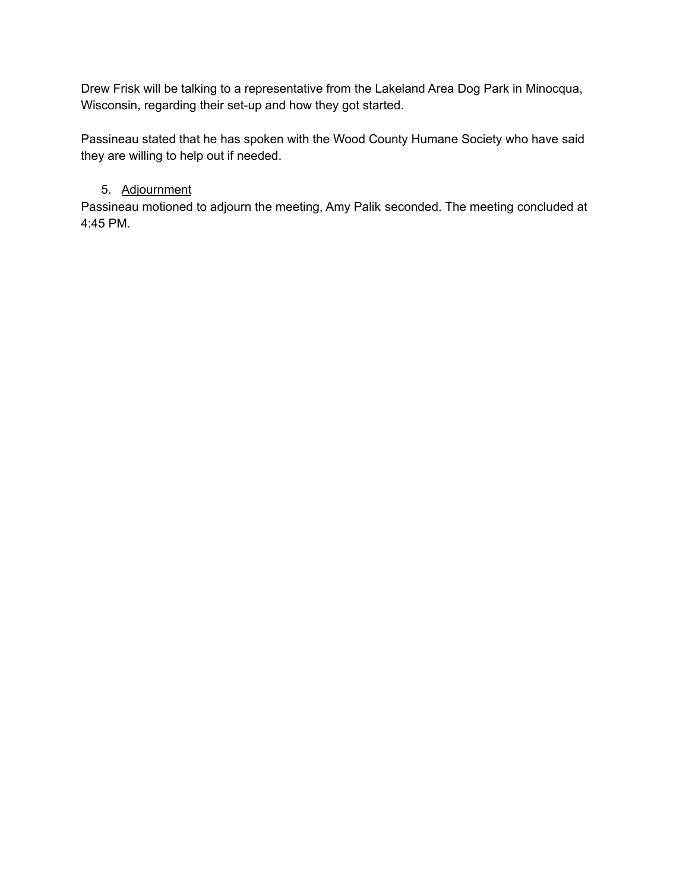Drew Frisk will be talking to a representative from the Lakeland Area Dog Park in Minocqua, Wisconsin, regarding their set-up and how they got started.

Passineau stated that he has spoken with the Wood County Humane Society who have said they are willing to help out if needed.

5. Adjournment

Passineau motioned to adjourn the meeting, Amy Palik seconded. The meeting concluded at 4:45 PM.